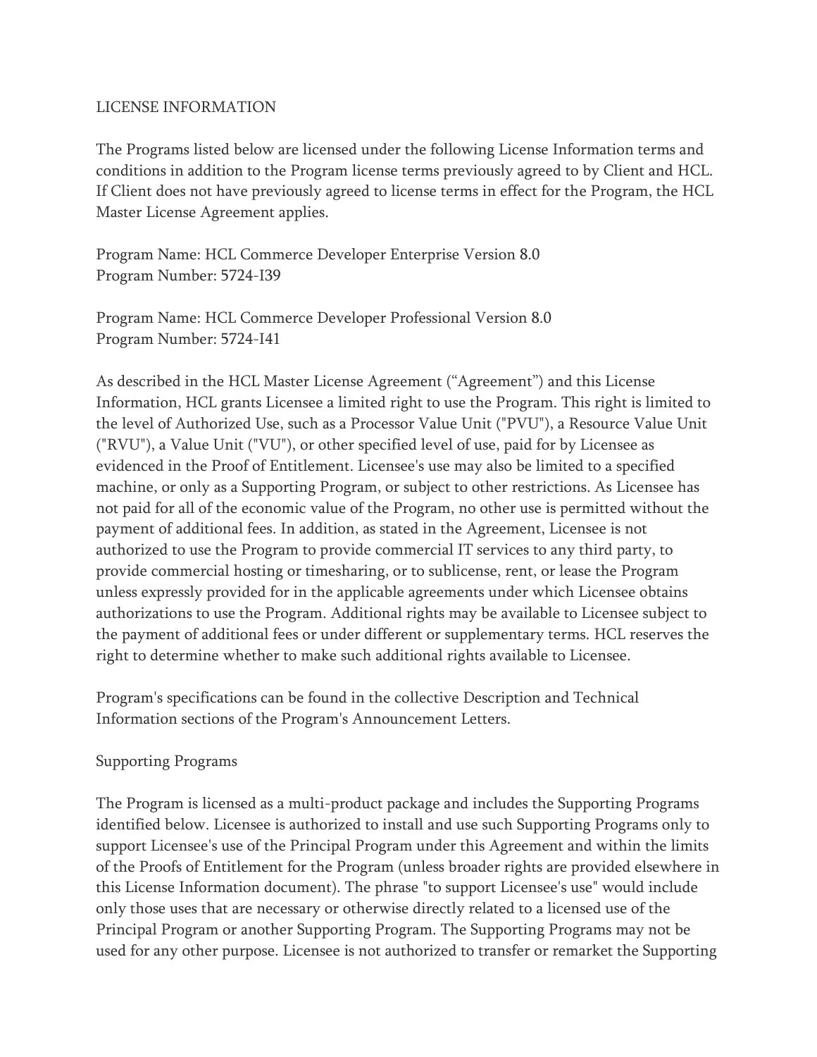# LICENSE INFORMATION

The Programs listed below are licensed under the following License Information terms and conditions in addition to the Program license terms previously agreed to by Client and HCL. If Client does not have previously agreed to license terms in effect for the Program, the HCL Master License Agreement applies.

Program Name: HCL Commerce Developer Enterprise Version 8.0
Program Number: 5724-I39

Program Name: HCL Commerce Developer Professional Version 8.0
Program Number: 5724-I41

As described in the HCL Master License Agreement ("Agreement") and this License Information, HCL grants Licensee a limited right to use the Program. This right is limited to the level of Authorized Use, such as a Processor Value Unit ("PVU"), a Resource Value Unit ("RVU"), a Value Unit ("VU"), or other specified level of use, paid for by Licensee as evidenced in the Proof of Entitlement. Licensee's use may also be limited to a specified machine, or only as a Supporting Program, or subject to other restrictions. As Licensee has not paid for all of the economic value of the Program, no other use is permitted without the payment of additional fees. In addition, as stated in the Agreement, Licensee is not authorized to use the Program to provide commercial IT services to any third party, to provide commercial hosting or timesharing, or to sublicense, rent, or lease the Program unless expressly provided for in the applicable agreements under which Licensee obtains authorizations to use the Program. Additional rights may be available to Licensee subject to the payment of additional fees or under different or supplementary terms. HCL reserves the right to determine whether to make such additional rights available to Licensee.

Program's specifications can be found in the collective Description and Technical Information sections of the Program's Announcement Letters.

## Supporting Programs

The Program is licensed as a multi-product package and includes the Supporting Programs identified below. Licensee is authorized to install and use such Supporting Programs only to support Licensee's use of the Principal Program under this Agreement and within the limits of the Proofs of Entitlement for the Program (unless broader rights are provided elsewhere in this License Information document). The phrase "to support Licensee's use" would include only those uses that are necessary or otherwise directly related to a licensed use of the Principal Program or another Supporting Program. The Supporting Programs may not be used for any other purpose. Licensee is not authorized to transfer or remarket the Supporting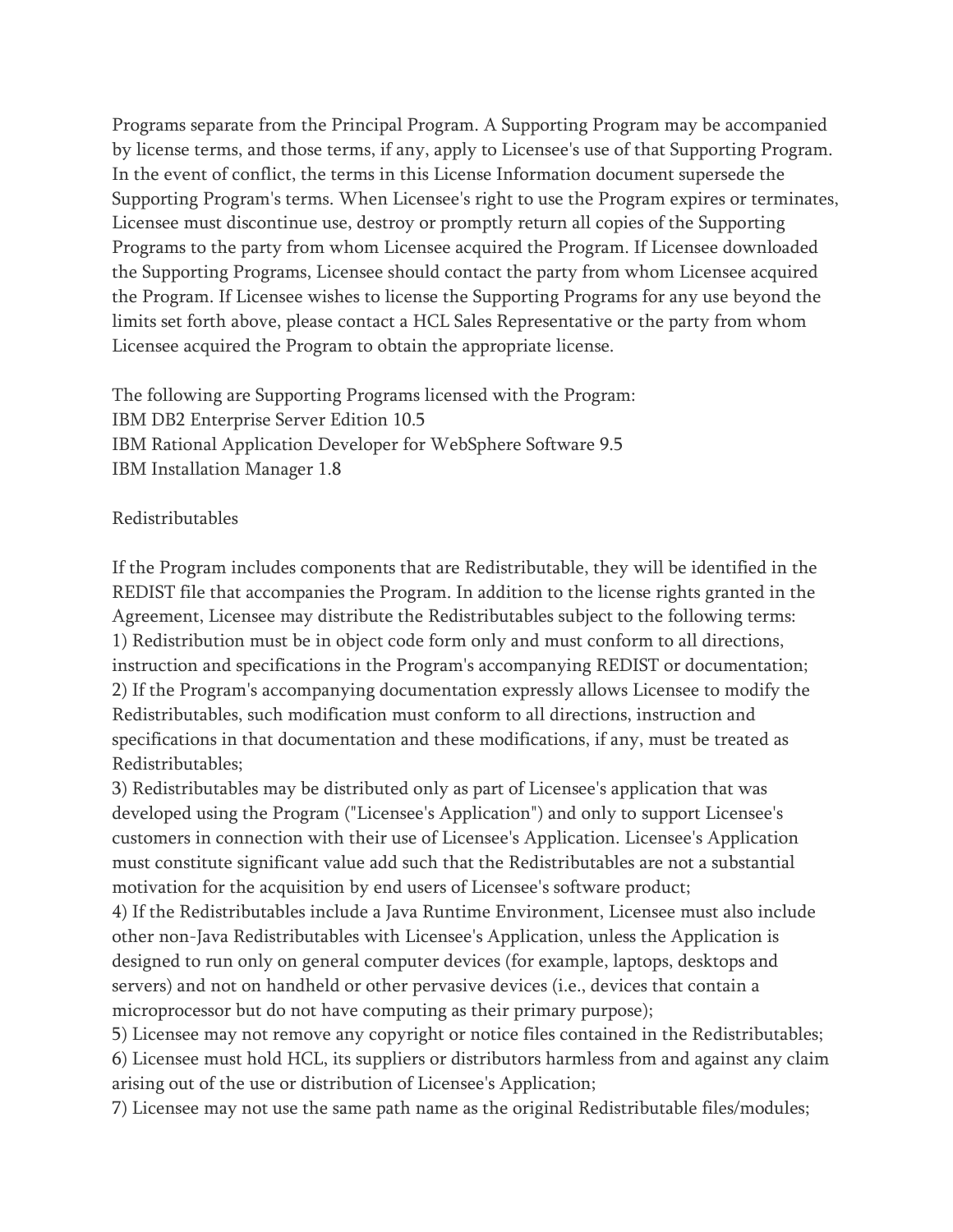Programs separate from the Principal Program. A Supporting Program may be accompanied by license terms, and those terms, if any, apply to Licensee's use of that Supporting Program. In the event of conflict, the terms in this License Information document supersede the Supporting Program's terms. When Licensee's right to use the Program expires or terminates, Licensee must discontinue use, destroy or promptly return all copies of the Supporting Programs to the party from whom Licensee acquired the Program. If Licensee downloaded the Supporting Programs, Licensee should contact the party from whom Licensee acquired the Program. If Licensee wishes to license the Supporting Programs for any use beyond the limits set forth above, please contact a HCL Sales Representative or the party from whom Licensee acquired the Program to obtain the appropriate license.

The following are Supporting Programs licensed with the Program:
IBM DB2 Enterprise Server Edition 10.5
IBM Rational Application Developer for WebSphere Software 9.5
IBM Installation Manager 1.8

Redistributables

If the Program includes components that are Redistributable, they will be identified in the REDIST file that accompanies the Program. In addition to the license rights granted in the Agreement, Licensee may distribute the Redistributables subject to the following terms:
1) Redistribution must be in object code form only and must conform to all directions, instruction and specifications in the Program's accompanying REDIST or documentation;
2) If the Program's accompanying documentation expressly allows Licensee to modify the Redistributables, such modification must conform to all directions, instruction and specifications in that documentation and these modifications, if any, must be treated as Redistributables;
3) Redistributables may be distributed only as part of Licensee's application that was developed using the Program ("Licensee's Application") and only to support Licensee's customers in connection with their use of Licensee's Application. Licensee's Application must constitute significant value add such that the Redistributables are not a substantial motivation for the acquisition by end users of Licensee's software product;
4) If the Redistributables include a Java Runtime Environment, Licensee must also include other non-Java Redistributables with Licensee's Application, unless the Application is designed to run only on general computer devices (for example, laptops, desktops and servers) and not on handheld or other pervasive devices (i.e., devices that contain a microprocessor but do not have computing as their primary purpose);
5) Licensee may not remove any copyright or notice files contained in the Redistributables;
6) Licensee must hold HCL, its suppliers or distributors harmless from and against any claim arising out of the use or distribution of Licensee's Application;
7) Licensee may not use the same path name as the original Redistributable files/modules;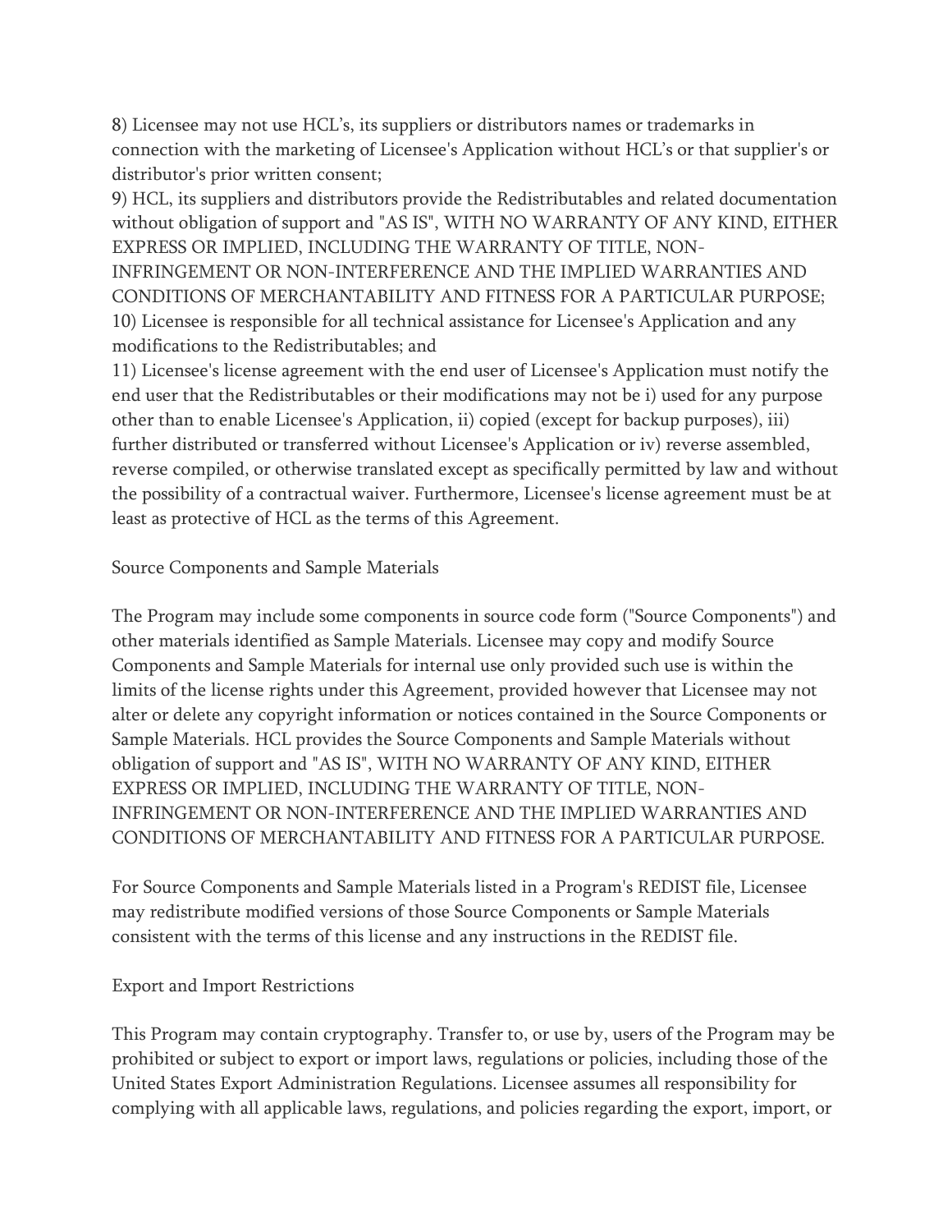8) Licensee may not use HCL's, its suppliers or distributors names or trademarks in connection with the marketing of Licensee's Application without HCL's or that supplier's or distributor's prior written consent;

9) HCL, its suppliers and distributors provide the Redistributables and related documentation without obligation of support and "AS IS", WITH NO WARRANTY OF ANY KIND, EITHER EXPRESS OR IMPLIED, INCLUDING THE WARRANTY OF TITLE, NON-INFRINGEMENT OR NON-INTERFERENCE AND THE IMPLIED WARRANTIES AND CONDITIONS OF MERCHANTABILITY AND FITNESS FOR A PARTICULAR PURPOSE;

10) Licensee is responsible for all technical assistance for Licensee's Application and any modifications to the Redistributables; and

11) Licensee's license agreement with the end user of Licensee's Application must notify the end user that the Redistributables or their modifications may not be i) used for any purpose other than to enable Licensee's Application, ii) copied (except for backup purposes), iii) further distributed or transferred without Licensee's Application or iv) reverse assembled, reverse compiled, or otherwise translated except as specifically permitted by law and without the possibility of a contractual waiver. Furthermore, Licensee's license agreement must be at least as protective of HCL as the terms of this Agreement.

Source Components and Sample Materials

The Program may include some components in source code form ("Source Components") and other materials identified as Sample Materials. Licensee may copy and modify Source Components and Sample Materials for internal use only provided such use is within the limits of the license rights under this Agreement, provided however that Licensee may not alter or delete any copyright information or notices contained in the Source Components or Sample Materials. HCL provides the Source Components and Sample Materials without obligation of support and "AS IS", WITH NO WARRANTY OF ANY KIND, EITHER EXPRESS OR IMPLIED, INCLUDING THE WARRANTY OF TITLE, NON-INFRINGEMENT OR NON-INTERFERENCE AND THE IMPLIED WARRANTIES AND CONDITIONS OF MERCHANTABILITY AND FITNESS FOR A PARTICULAR PURPOSE.

For Source Components and Sample Materials listed in a Program's REDIST file, Licensee may redistribute modified versions of those Source Components or Sample Materials consistent with the terms of this license and any instructions in the REDIST file.

Export and Import Restrictions

This Program may contain cryptography. Transfer to, or use by, users of the Program may be prohibited or subject to export or import laws, regulations or policies, including those of the United States Export Administration Regulations. Licensee assumes all responsibility for complying with all applicable laws, regulations, and policies regarding the export, import, or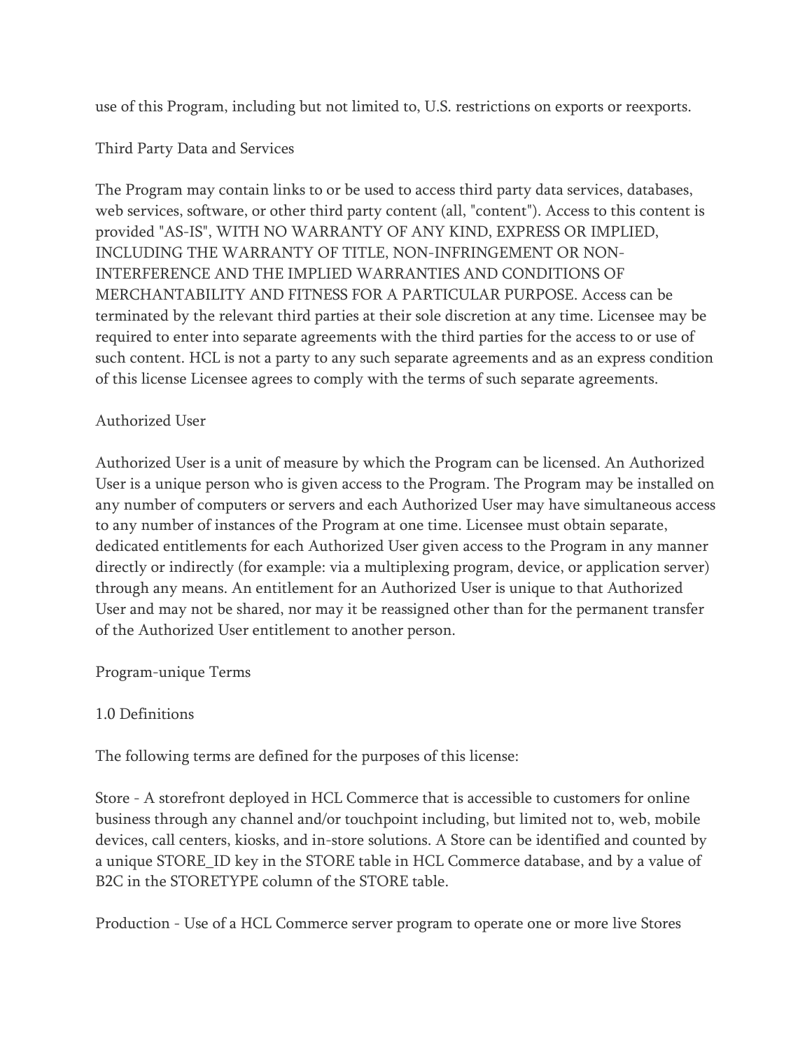use of this Program, including but not limited to, U.S. restrictions on exports or reexports.

Third Party Data and Services

The Program may contain links to or be used to access third party data services, databases, web services, software, or other third party content (all, "content"). Access to this content is provided "AS-IS", WITH NO WARRANTY OF ANY KIND, EXPRESS OR IMPLIED, INCLUDING THE WARRANTY OF TITLE, NON-INFRINGEMENT OR NON-INTERFERENCE AND THE IMPLIED WARRANTIES AND CONDITIONS OF MERCHANTABILITY AND FITNESS FOR A PARTICULAR PURPOSE. Access can be terminated by the relevant third parties at their sole discretion at any time. Licensee may be required to enter into separate agreements with the third parties for the access to or use of such content. HCL is not a party to any such separate agreements and as an express condition of this license Licensee agrees to comply with the terms of such separate agreements.

Authorized User

Authorized User is a unit of measure by which the Program can be licensed. An Authorized User is a unique person who is given access to the Program. The Program may be installed on any number of computers or servers and each Authorized User may have simultaneous access to any number of instances of the Program at one time. Licensee must obtain separate, dedicated entitlements for each Authorized User given access to the Program in any manner directly or indirectly (for example: via a multiplexing program, device, or application server) through any means. An entitlement for an Authorized User is unique to that Authorized User and may not be shared, nor may it be reassigned other than for the permanent transfer of the Authorized User entitlement to another person.

Program-unique Terms

1.0 Definitions

The following terms are defined for the purposes of this license:

Store - A storefront deployed in HCL Commerce that is accessible to customers for online business through any channel and/or touchpoint including, but limited not to, web, mobile devices, call centers, kiosks, and in-store solutions. A Store can be identified and counted by a unique STORE_ID key in the STORE table in HCL Commerce database, and by a value of B2C in the STORETYPE column of the STORE table.

Production - Use of a HCL Commerce server program to operate one or more live Stores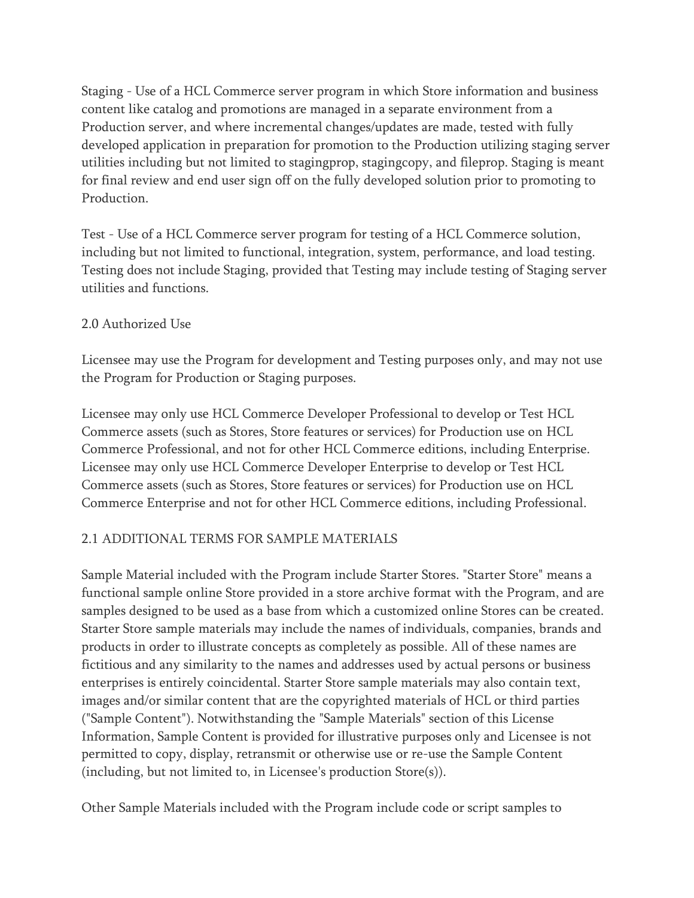Staging - Use of a HCL Commerce server program in which Store information and business content like catalog and promotions are managed in a separate environment from a Production server, and where incremental changes/updates are made, tested with fully developed application in preparation for promotion to the Production utilizing staging server utilities including but not limited to stagingprop, stagingcopy, and fileprop. Staging is meant for final review and end user sign off on the fully developed solution prior to promoting to Production.

Test - Use of a HCL Commerce server program for testing of a HCL Commerce solution, including but not limited to functional, integration, system, performance, and load testing. Testing does not include Staging, provided that Testing may include testing of Staging server utilities and functions.

## 2.0 Authorized Use

Licensee may use the Program for development and Testing purposes only, and may not use the Program for Production or Staging purposes.

Licensee may only use HCL Commerce Developer Professional to develop or Test HCL Commerce assets (such as Stores, Store features or services) for Production use on HCL Commerce Professional, and not for other HCL Commerce editions, including Enterprise. Licensee may only use HCL Commerce Developer Enterprise to develop or Test HCL Commerce assets (such as Stores, Store features or services) for Production use on HCL Commerce Enterprise and not for other HCL Commerce editions, including Professional.

## 2.1 ADDITIONAL TERMS FOR SAMPLE MATERIALS

Sample Material included with the Program include Starter Stores. "Starter Store" means a functional sample online Store provided in a store archive format with the Program, and are samples designed to be used as a base from which a customized online Stores can be created. Starter Store sample materials may include the names of individuals, companies, brands and products in order to illustrate concepts as completely as possible. All of these names are fictitious and any similarity to the names and addresses used by actual persons or business enterprises is entirely coincidental. Starter Store sample materials may also contain text, images and/or similar content that are the copyrighted materials of HCL or third parties ("Sample Content"). Notwithstanding the "Sample Materials" section of this License Information, Sample Content is provided for illustrative purposes only and Licensee is not permitted to copy, display, retransmit or otherwise use or re-use the Sample Content (including, but not limited to, in Licensee's production Store(s)).

Other Sample Materials included with the Program include code or script samples to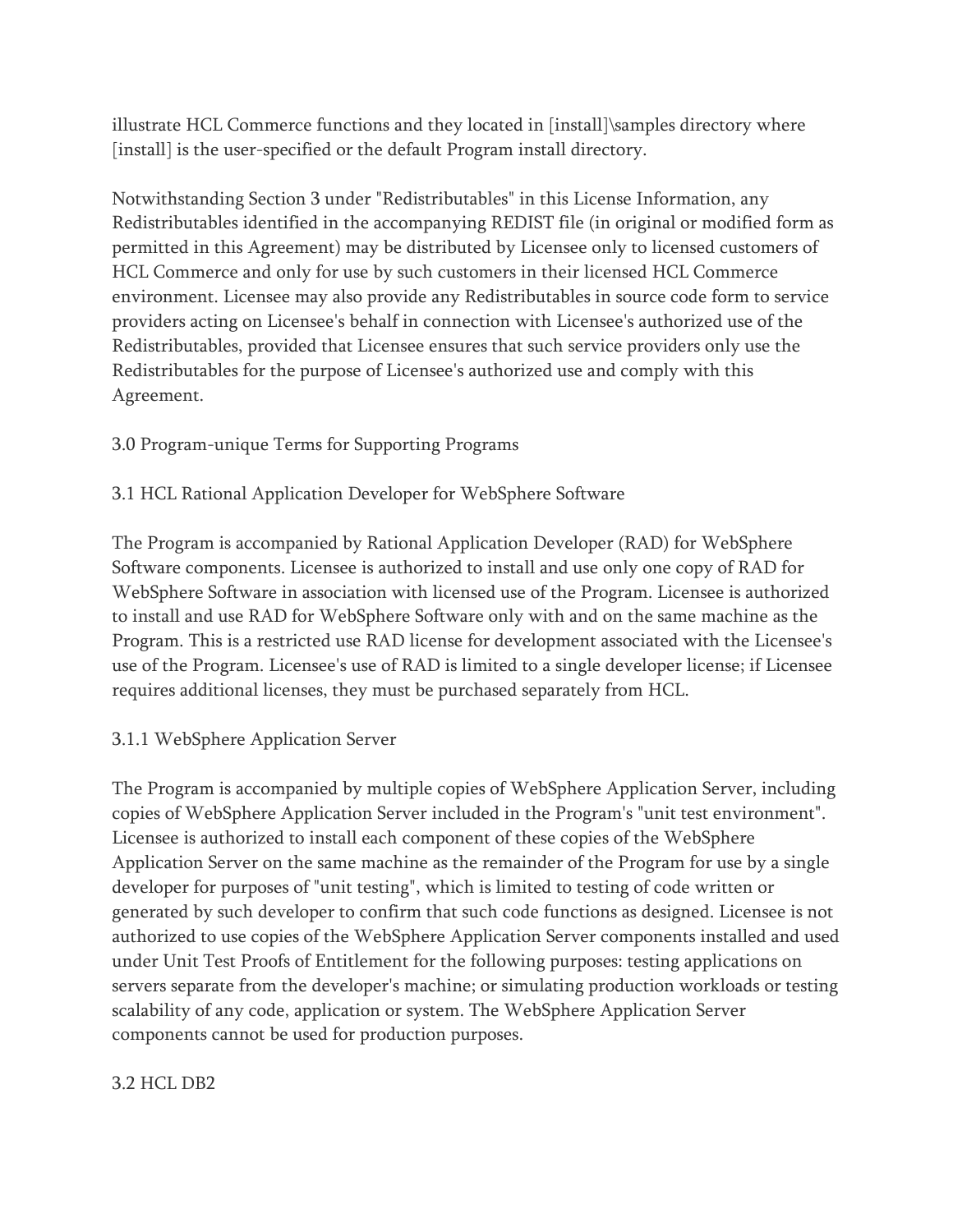illustrate HCL Commerce functions and they located in [install]\samples directory where [install] is the user-specified or the default Program install directory.

Notwithstanding Section 3 under "Redistributables" in this License Information, any Redistributables identified in the accompanying REDIST file (in original or modified form as permitted in this Agreement) may be distributed by Licensee only to licensed customers of HCL Commerce and only for use by such customers in their licensed HCL Commerce environment. Licensee may also provide any Redistributables in source code form to service providers acting on Licensee's behalf in connection with Licensee's authorized use of the Redistributables, provided that Licensee ensures that such service providers only use the Redistributables for the purpose of Licensee's authorized use and comply with this Agreement.

3.0 Program-unique Terms for Supporting Programs

3.1 HCL Rational Application Developer for WebSphere Software

The Program is accompanied by Rational Application Developer (RAD) for WebSphere Software components. Licensee is authorized to install and use only one copy of RAD for WebSphere Software in association with licensed use of the Program. Licensee is authorized to install and use RAD for WebSphere Software only with and on the same machine as the Program. This is a restricted use RAD license for development associated with the Licensee's use of the Program. Licensee's use of RAD is limited to a single developer license; if Licensee requires additional licenses, they must be purchased separately from HCL.

3.1.1 WebSphere Application Server

The Program is accompanied by multiple copies of WebSphere Application Server, including copies of WebSphere Application Server included in the Program's "unit test environment". Licensee is authorized to install each component of these copies of the WebSphere Application Server on the same machine as the remainder of the Program for use by a single developer for purposes of "unit testing", which is limited to testing of code written or generated by such developer to confirm that such code functions as designed. Licensee is not authorized to use copies of the WebSphere Application Server components installed and used under Unit Test Proofs of Entitlement for the following purposes: testing applications on servers separate from the developer's machine; or simulating production workloads or testing scalability of any code, application or system. The WebSphere Application Server components cannot be used for production purposes.

3.2 HCL DB2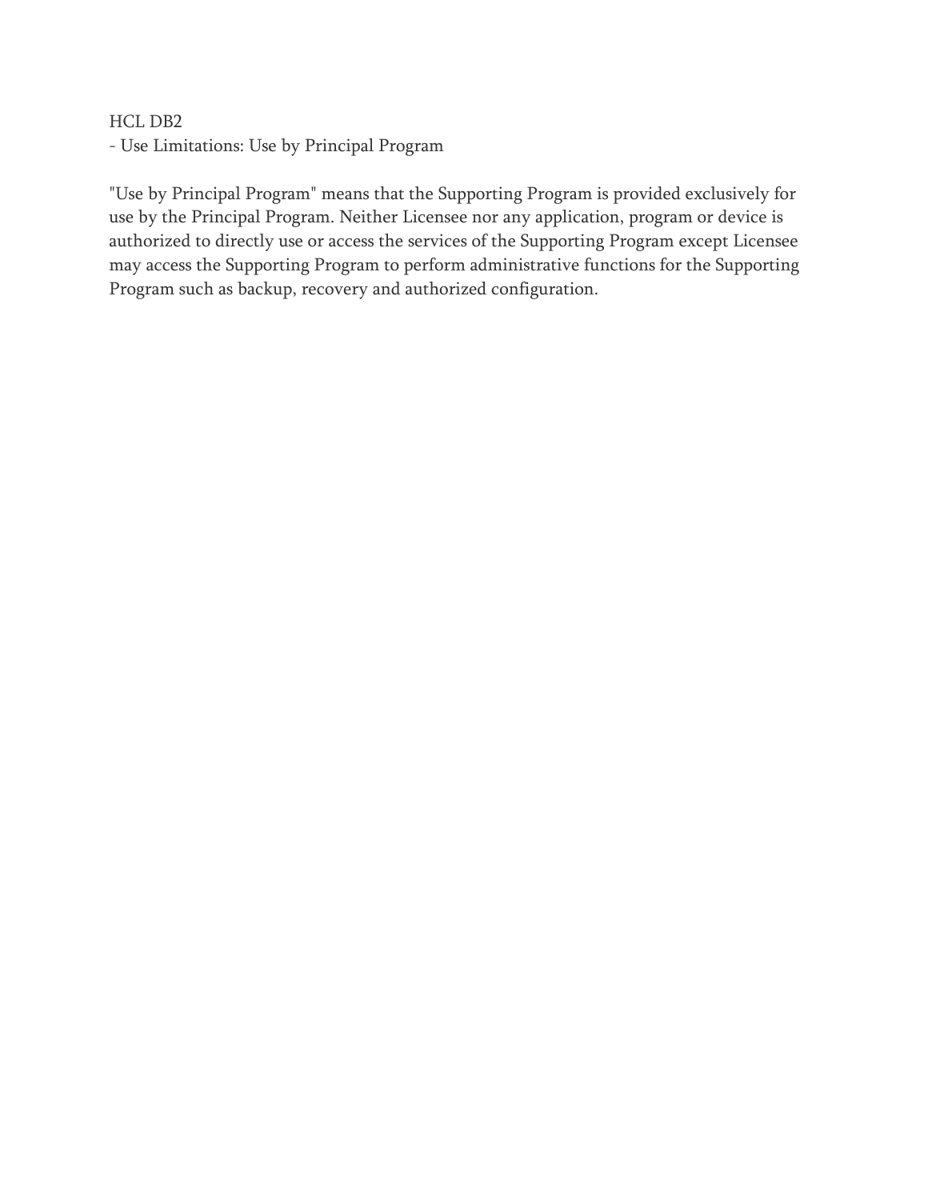HCL DB2

- Use Limitations: Use by Principal Program

"Use by Principal Program" means that the Supporting Program is provided exclusively for use by the Principal Program. Neither Licensee nor any application, program or device is authorized to directly use or access the services of the Supporting Program except Licensee may access the Supporting Program to perform administrative functions for the Supporting Program such as backup, recovery and authorized configuration.